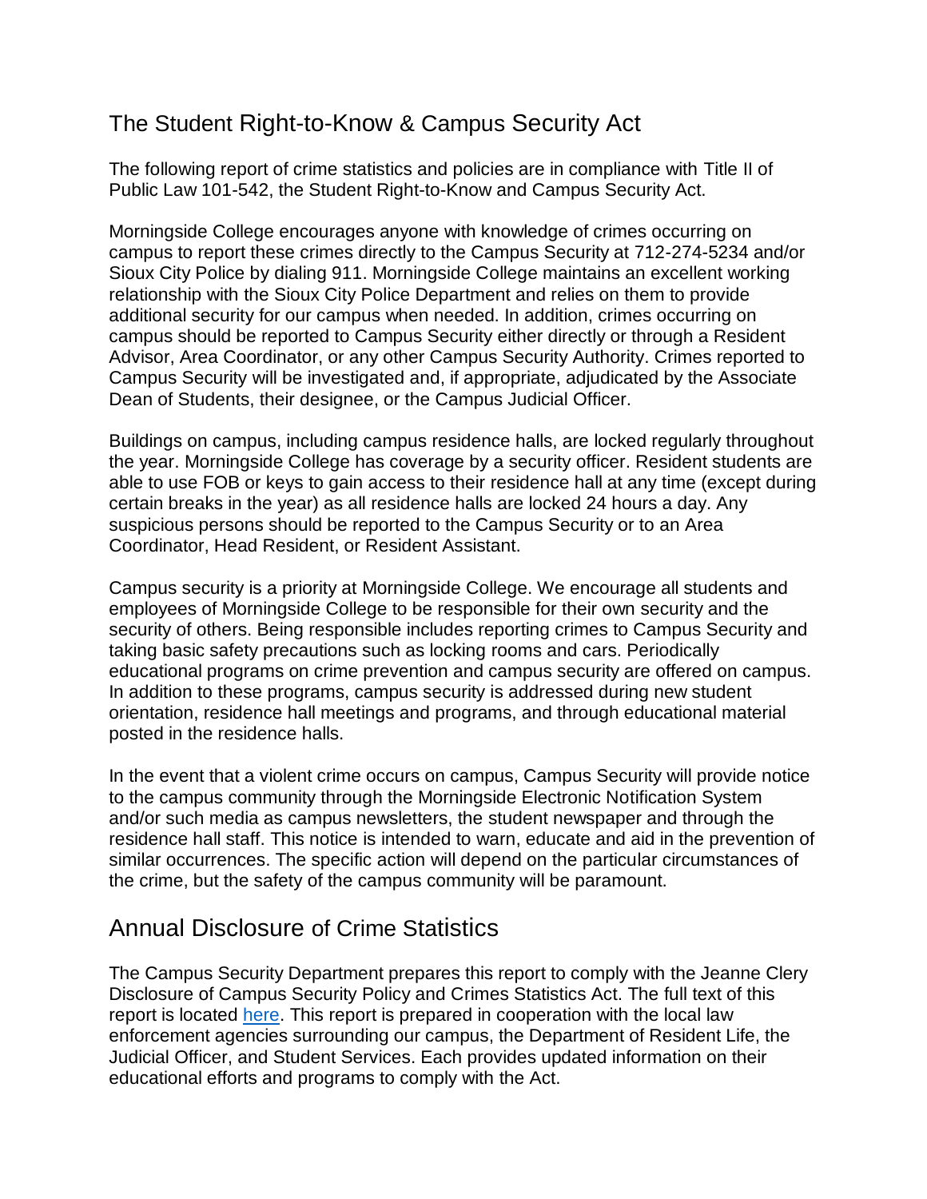## The Student Right-to-Know & Campus Security Act

The following report of crime statistics and policies are in compliance with Title II of Public Law 101-542, the Student Right-to-Know and Campus Security Act.

Morningside College encourages anyone with knowledge of crimes occurring on campus to report these crimes directly to the Campus Security at 712-274-5234 and/or Sioux City Police by dialing 911. Morningside College maintains an excellent working relationship with the Sioux City Police Department and relies on them to provide additional security for our campus when needed. In addition, crimes occurring on campus should be reported to Campus Security either directly or through a Resident Advisor, Area Coordinator, or any other Campus Security Authority. Crimes reported to Campus Security will be investigated and, if appropriate, adjudicated by the Associate Dean of Students, their designee, or the Campus Judicial Officer.

Buildings on campus, including campus residence halls, are locked regularly throughout the year. Morningside College has coverage by a security officer. Resident students are able to use FOB or keys to gain access to their residence hall at any time (except during certain breaks in the year) as all residence halls are locked 24 hours a day. Any suspicious persons should be reported to the Campus Security or to an Area Coordinator, Head Resident, or Resident Assistant.

Campus security is a priority at Morningside College. We encourage all students and employees of Morningside College to be responsible for their own security and the security of others. Being responsible includes reporting crimes to Campus Security and taking basic safety precautions such as locking rooms and cars. Periodically educational programs on crime prevention and campus security are offered on campus. In addition to these programs, campus security is addressed during new student orientation, residence hall meetings and programs, and through educational material posted in the residence halls.

In the event that a violent crime occurs on campus, Campus Security will provide notice to the campus community through the Morningside Electronic Notification System and/or such media as campus newsletters, the student newspaper and through the residence hall staff. This notice is intended to warn, educate and aid in the prevention of similar occurrences. The specific action will depend on the particular circumstances of the crime, but the safety of the campus community will be paramount.

## Annual Disclosure of Crime Statistics

The Campus Security Department prepares this report to comply with the Jeanne Clery Disclosure of Campus Security Policy and Crimes Statistics Act. The full text of this report is located here. This report is prepared in cooperation with the local law enforcement agencies surrounding our campus, the Department of Resident Life, the Judicial Officer, and Student Services. Each provides updated information on their educational efforts and programs to comply with the Act.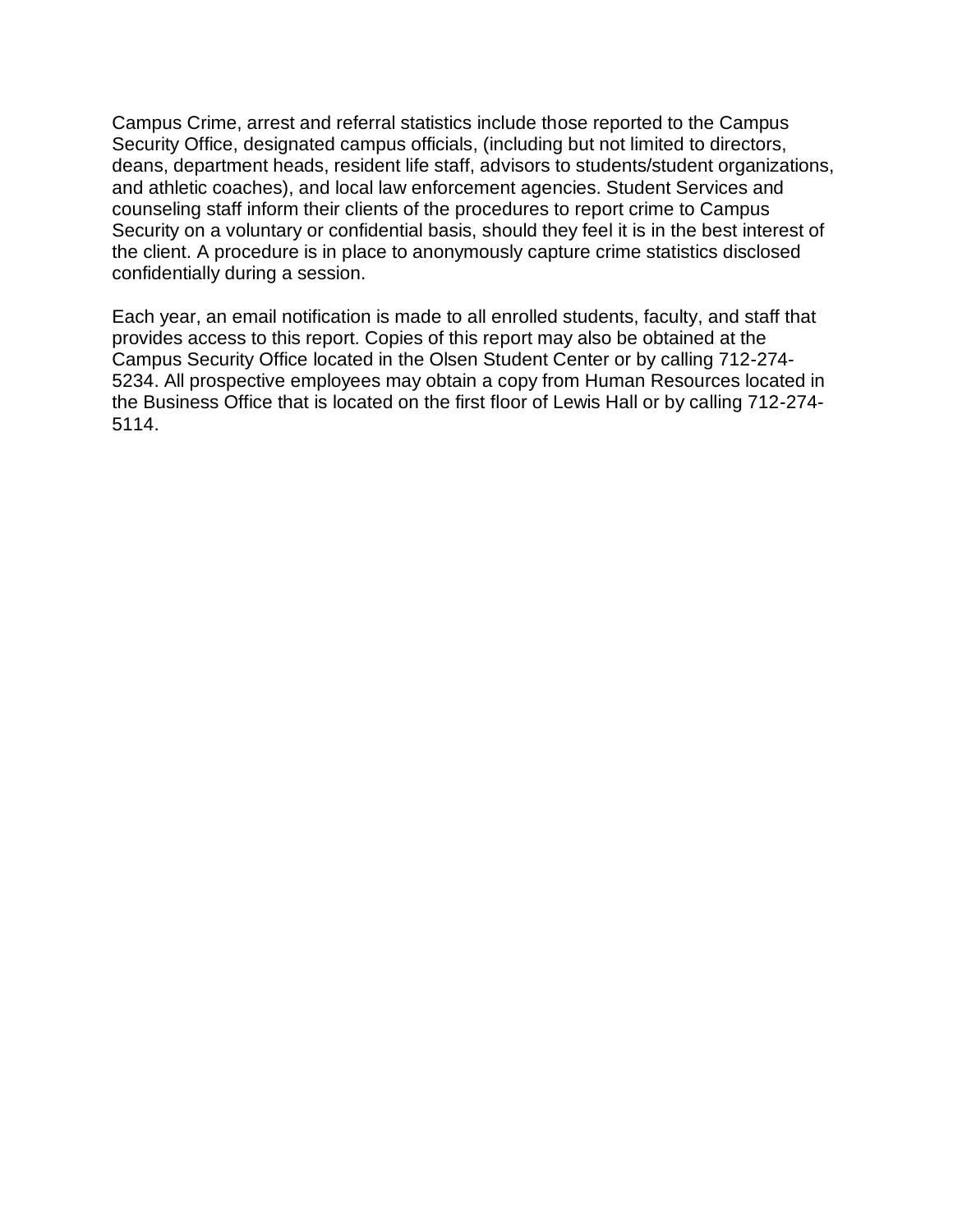Campus Crime, arrest and referral statistics include those reported to the Campus Security Office, designated campus officials, (including but not limited to directors, deans, department heads, resident life staff, advisors to students/student organizations, and athletic coaches), and local law enforcement agencies. Student Services and counseling staff inform their clients of the procedures to report crime to Campus Security on a voluntary or confidential basis, should they feel it is in the best interest of the client. A procedure is in place to anonymously capture crime statistics disclosed confidentially during a session.

Each year, an email notification is made to all enrolled students, faculty, and staff that provides access to this report. Copies of this report may also be obtained at the Campus Security Office located in the Olsen Student Center or by calling 712-274-5234. All prospective employees may obtain a copy from Human Resources located in the Business Office that is located on the first floor of Lewis Hall or by calling 712-274-5114.